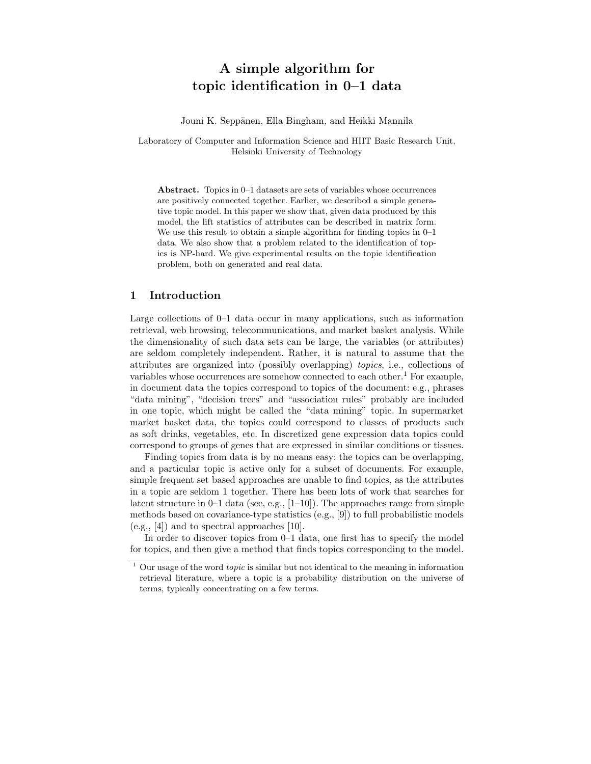# A simple algorithm for topic identification in 0–1 data

Jouni K. Seppänen, Ella Bingham, and Heikki Mannila

Laboratory of Computer and Information Science and HIIT Basic Research Unit, Helsinki University of Technology

**Abstract.** Topics in 0–1 datasets are sets of variables whose occurrences are positively connected together. Earlier, we described a simple generative topic model. In this paper we show that, given data produced by this model, the lift statistics of attributes can be described in matrix form. We use this result to obtain a simple algorithm for finding topics in 0–1 data. We also show that a problem related to the identification of topics is NP-hard. We give experimental results on the topic identification problem, both on generated and real data.

## 1 Introduction

Large collections of 0–1 data occur in many applications, such as information retrieval, web browsing, telecommunications, and market basket analysis. While the dimensionality of such data sets can be large, the variables (or attributes) are seldom completely independent. Rather, it is natural to assume that the attributes are organized into (possibly overlapping) *topics*, i.e., collections of variables whose occurrences are somehow connected to each other.[1] For example, in document data the topics correspond to topics of the document: e.g., phrases "data mining", "decision trees" and "association rules" probably are included in one topic, which might be called the "data mining" topic. In supermarket market basket data, the topics could correspond to classes of products such as soft drinks, vegetables, etc. In discretized gene expression data topics could correspond to groups of genes that are expressed in similar conditions or tissues.

Finding topics from data is by no means easy: the topics can be overlapping, and a particular topic is active only for a subset of documents. For example, simple frequent set based approaches are unable to find topics, as the attributes in a topic are seldom 1 together. There has been lots of work that searches for latent structure in 0–1 data (see, e.g., [1–10]). The approaches range from simple methods based on covariance-type statistics (e.g., [9]) to full probabilistic models (e.g., [4]) and to spectral approaches [10].

In order to discover topics from 0–1 data, one first has to specify the model for topics, and then give a method that finds topics corresponding to the model.

[1] Our usage of the word *topic* is similar but not identical to the meaning in information retrieval literature, where a topic is a probability distribution on the universe of terms, typically concentrating on a few terms.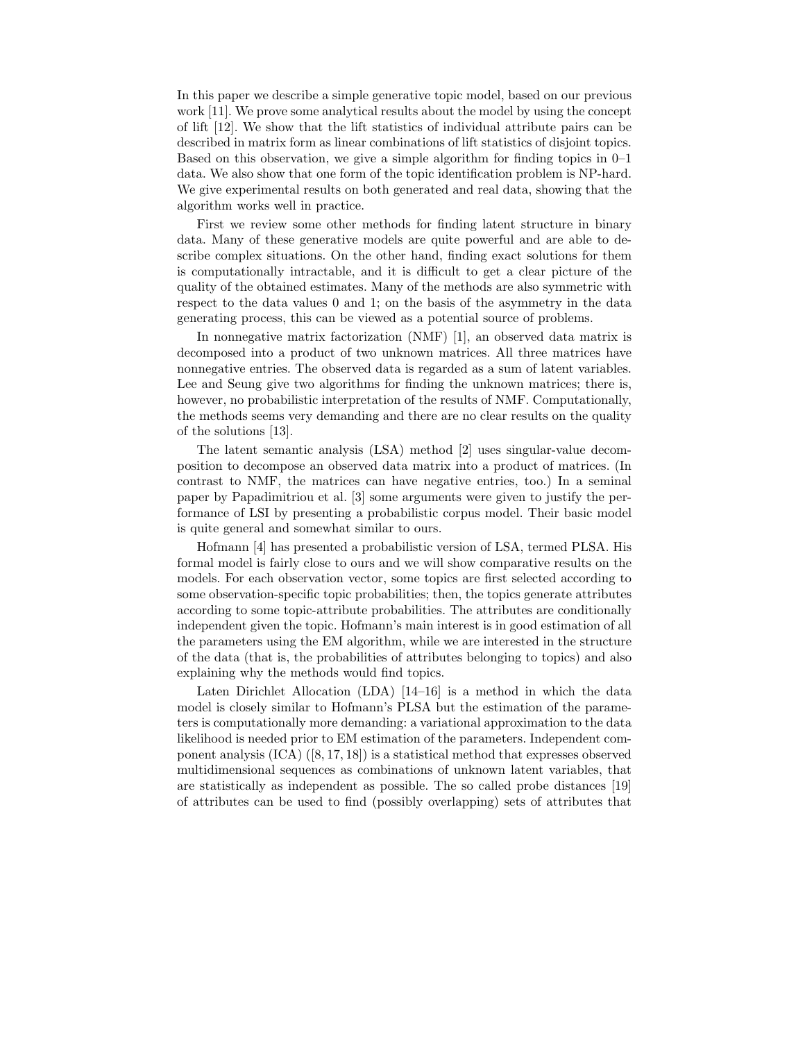In this paper we describe a simple generative topic model, based on our previous work [11]. We prove some analytical results about the model by using the concept of lift [12]. We show that the lift statistics of individual attribute pairs can be described in matrix form as linear combinations of lift statistics of disjoint topics. Based on this observation, we give a simple algorithm for finding topics in 0–1 data. We also show that one form of the topic identification problem is NP-hard. We give experimental results on both generated and real data, showing that the algorithm works well in practice.

First we review some other methods for finding latent structure in binary data. Many of these generative models are quite powerful and are able to describe complex situations. On the other hand, finding exact solutions for them is computationally intractable, and it is difficult to get a clear picture of the quality of the obtained estimates. Many of the methods are also symmetric with respect to the data values 0 and 1; on the basis of the asymmetry in the data generating process, this can be viewed as a potential source of problems.

In nonnegative matrix factorization (NMF) [1], an observed data matrix is decomposed into a product of two unknown matrices. All three matrices have nonnegative entries. The observed data is regarded as a sum of latent variables. Lee and Seung give two algorithms for finding the unknown matrices; there is, however, no probabilistic interpretation of the results of NMF. Computationally, the methods seems very demanding and there are no clear results on the quality of the solutions [13].

The latent semantic analysis (LSA) method [2] uses singular-value decomposition to decompose an observed data matrix into a product of matrices. (In contrast to NMF, the matrices can have negative entries, too.) In a seminal paper by Papadimitriou et al. [3] some arguments were given to justify the performance of LSI by presenting a probabilistic corpus model. Their basic model is quite general and somewhat similar to ours.

Hofmann [4] has presented a probabilistic version of LSA, termed PLSA. His formal model is fairly close to ours and we will show comparative results on the models. For each observation vector, some topics are first selected according to some observation-specific topic probabilities; then, the topics generate attributes according to some topic-attribute probabilities. The attributes are conditionally independent given the topic. Hofmann's main interest is in good estimation of all the parameters using the EM algorithm, while we are interested in the structure of the data (that is, the probabilities of attributes belonging to topics) and also explaining why the methods would find topics.

Laten Dirichlet Allocation (LDA) [14–16] is a method in which the data model is closely similar to Hofmann's PLSA but the estimation of the parameters is computationally more demanding: a variational approximation to the data likelihood is needed prior to EM estimation of the parameters. Independent component analysis (ICA) ([8, 17, 18]) is a statistical method that expresses observed multidimensional sequences as combinations of unknown latent variables, that are statistically as independent as possible. The so called probe distances [19] of attributes can be used to find (possibly overlapping) sets of attributes that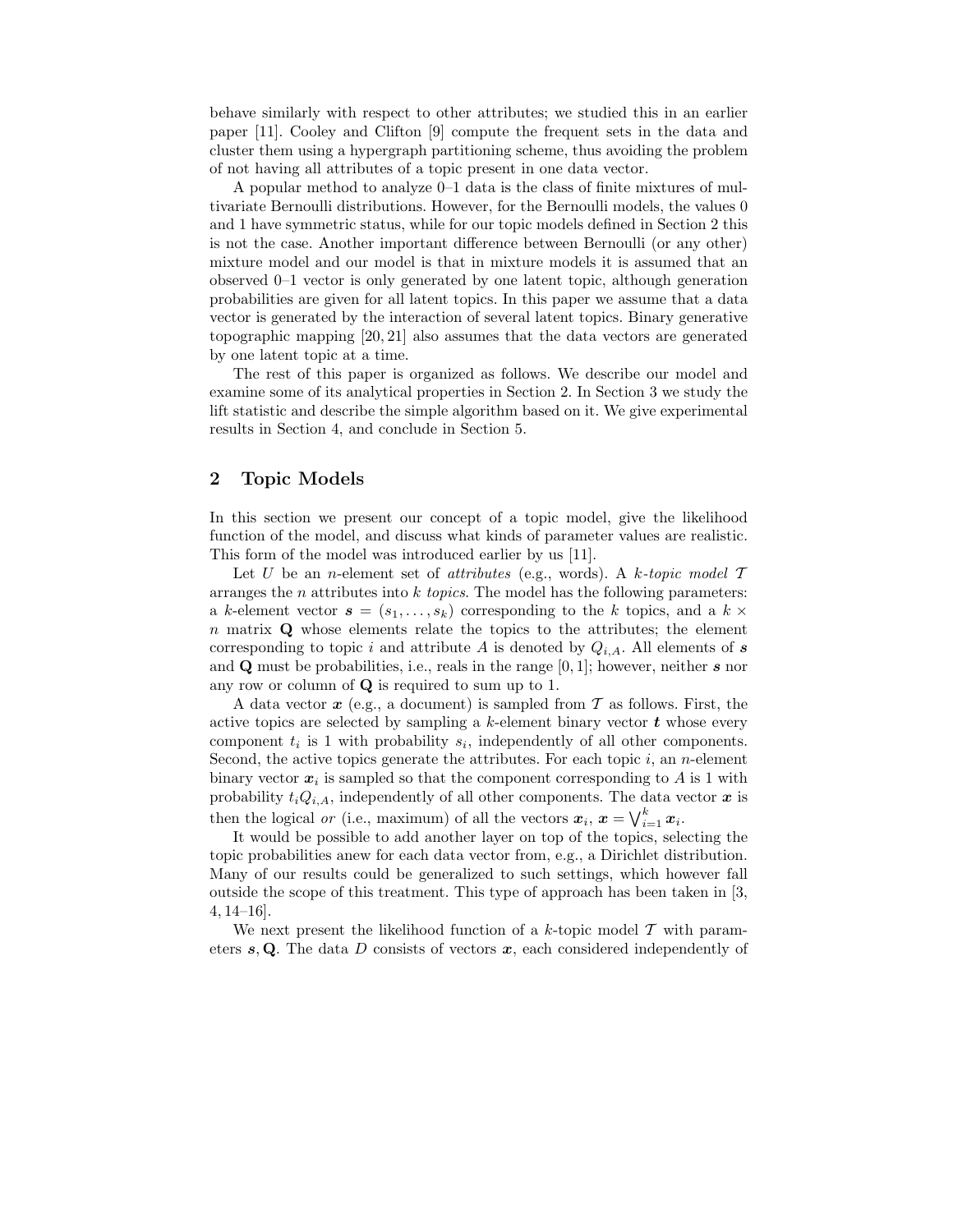behave similarly with respect to other attributes; we studied this in an earlier paper [11]. Cooley and Clifton [9] compute the frequent sets in the data and cluster them using a hypergraph partitioning scheme, thus avoiding the problem of not having all attributes of a topic present in one data vector.

A popular method to analyze 0–1 data is the class of finite mixtures of multivariate Bernoulli distributions. However, for the Bernoulli models, the values 0 and 1 have symmetric status, while for our topic models defined in Section 2 this is not the case. Another important difference between Bernoulli (or any other) mixture model and our model is that in mixture models it is assumed that an observed 0–1 vector is only generated by one latent topic, although generation probabilities are given for all latent topics. In this paper we assume that a data vector is generated by the interaction of several latent topics. Binary generative topographic mapping [20, 21] also assumes that the data vectors are generated by one latent topic at a time.

The rest of this paper is organized as follows. We describe our model and examine some of its analytical properties in Section 2. In Section 3 we study the lift statistic and describe the simple algorithm based on it. We give experimental results in Section 4, and conclude in Section 5.

## 2 Topic Models

In this section we present our concept of a topic model, give the likelihood function of the model, and discuss what kinds of parameter values are realistic. This form of the model was introduced earlier by us [11].

Let $U$ be an $n$-element set of *attributes* (e.g., words). A *$k$-topic model* $\mathcal{T}$ arranges the $n$ attributes into $k$ *topics*. The model has the following parameters: a $k$-element vector $\boldsymbol{s} = (s_1, \ldots, s_k)$ corresponding to the $k$ topics, and a $k \times n$ matrix $\mathbf{Q}$ whose elements relate the topics to the attributes; the element corresponding to topic $i$ and attribute $A$ is denoted by $Q_{i,A}$. All elements of $\boldsymbol{s}$ and $\mathbf{Q}$ must be probabilities, i.e., reals in the range $[0, 1]$; however, neither $\boldsymbol{s}$ nor any row or column of $\mathbf{Q}$ is required to sum up to 1.

A data vector $\boldsymbol{x}$ (e.g., a document) is sampled from $\mathcal{T}$ as follows. First, the active topics are selected by sampling a $k$-element binary vector $\boldsymbol{t}$ whose every component $t_i$ is 1 with probability $s_i$, independently of all other components. Second, the active topics generate the attributes. For each topic $i$, an $n$-element binary vector $\boldsymbol{x}_i$ is sampled so that the component corresponding to $A$ is 1 with probability $t_i Q_{i,A}$, independently of all other components. The data vector $\boldsymbol{x}$ is then the logical *or* (i.e., maximum) of all the vectors $\boldsymbol{x}_i$, $\boldsymbol{x} = \bigvee_{i=1}^{k} \boldsymbol{x}_i$.

It would be possible to add another layer on top of the topics, selecting the topic probabilities anew for each data vector from, e.g., a Dirichlet distribution. Many of our results could be generalized to such settings, which however fall outside the scope of this treatment. This type of approach has been taken in [3, 4, 14–16].

We next present the likelihood function of a $k$-topic model $\mathcal{T}$ with parameters $\boldsymbol{s}, \mathbf{Q}$. The data $D$ consists of vectors $\boldsymbol{x}$, each considered independently of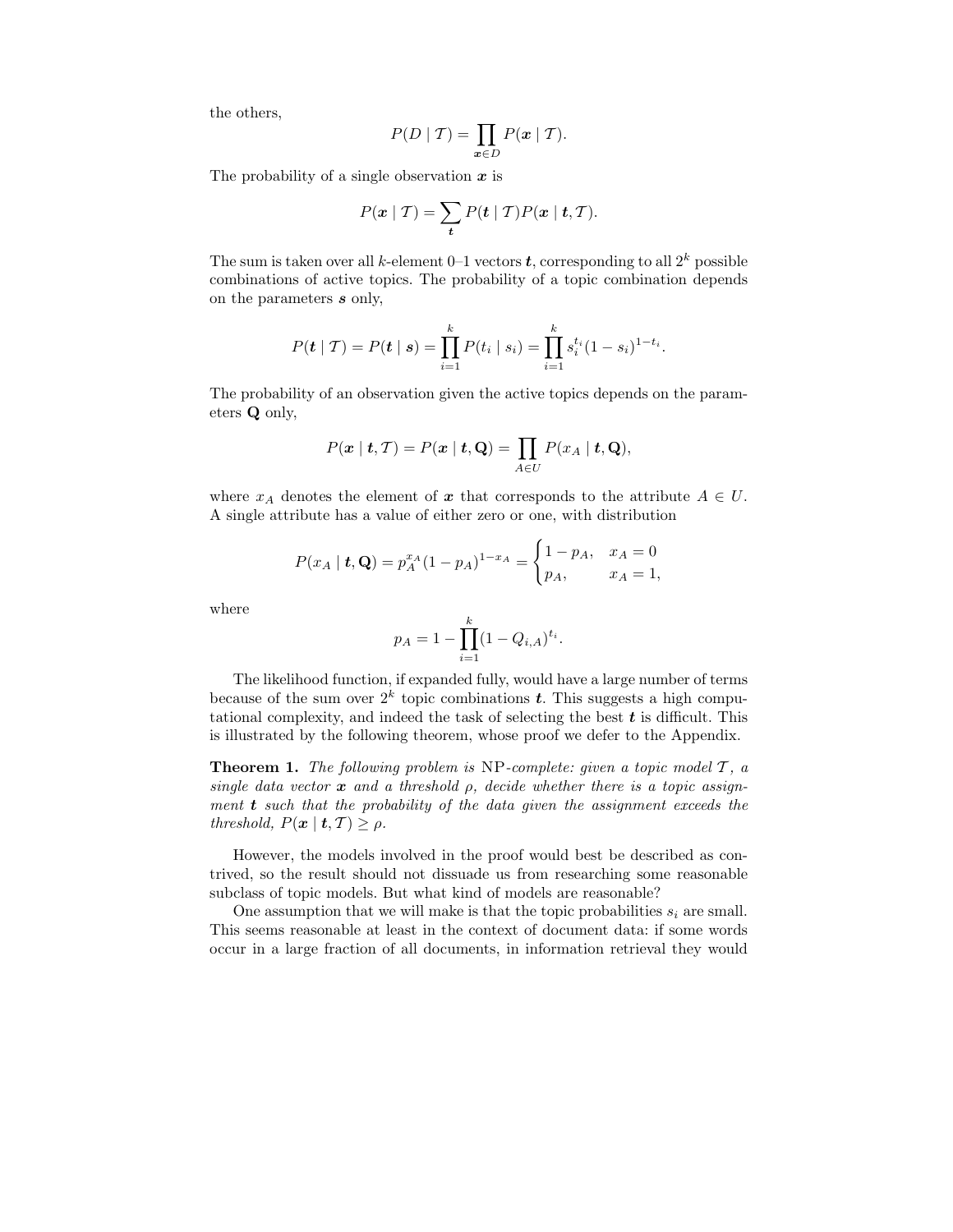the others,

$$P(D \mid \mathcal{T}) = \prod_{\boldsymbol{x} \in D} P(\boldsymbol{x} \mid \mathcal{T}).$$

The probability of a single observation $\boldsymbol{x}$ is

$$P(\boldsymbol{x} \mid \mathcal{T}) = \sum_{\boldsymbol{t}} P(\boldsymbol{t} \mid \mathcal{T}) P(\boldsymbol{x} \mid \boldsymbol{t}, \mathcal{T}).$$

The sum is taken over all $k$-element 0–1 vectors $\boldsymbol{t}$, corresponding to all $2^k$ possible combinations of active topics. The probability of a topic combination depends on the parameters $\boldsymbol{s}$ only,

$$P(\boldsymbol{t} \mid \mathcal{T}) = P(\boldsymbol{t} \mid \boldsymbol{s}) = \prod_{i=1}^{k} P(t_i \mid s_i) = \prod_{i=1}^{k} s_i^{t_i} (1 - s_i)^{1 - t_i}.$$

The probability of an observation given the active topics depends on the parameters $\mathbf{Q}$ only,

$$P(\boldsymbol{x} \mid \boldsymbol{t}, \mathcal{T}) = P(\boldsymbol{x} \mid \boldsymbol{t}, \mathbf{Q}) = \prod_{A \in U} P(x_A \mid \boldsymbol{t}, \mathbf{Q}),$$

where $x_A$ denotes the element of $\boldsymbol{x}$ that corresponds to the attribute $A \in U$. A single attribute has a value of either zero or one, with distribution

$$P(x_A \mid \boldsymbol{t}, \mathbf{Q}) = p_A^{x_A} (1 - p_A)^{1 - x_A} = \begin{cases} 1 - p_A, & x_A = 0 \\ p_A, & x_A = 1, \end{cases}$$

where

$$p_A = 1 - \prod_{i=1}^{k} (1 - Q_{i,A})^{t_i}.$$

The likelihood function, if expanded fully, would have a large number of terms because of the sum over $2^k$ topic combinations $\boldsymbol{t}$. This suggests a high computational complexity, and indeed the task of selecting the best $\boldsymbol{t}$ is difficult. This is illustrated by the following theorem, whose proof we defer to the Appendix.

**Theorem 1.** *The following problem is* NP*-complete: given a topic model $\mathcal{T}$, a single data vector $\boldsymbol{x}$ and a threshold $\rho$, decide whether there is a topic assignment $\boldsymbol{t}$ such that the probability of the data given the assignment exceeds the threshold, $P(\boldsymbol{x} \mid \boldsymbol{t}, \mathcal{T}) \geq \rho$.*

However, the models involved in the proof would best be described as contrived, so the result should not dissuade us from researching some reasonable subclass of topic models. But what kind of models are reasonable?

One assumption that we will make is that the topic probabilities $s_i$ are small. This seems reasonable at least in the context of document data: if some words occur in a large fraction of all documents, in information retrieval they would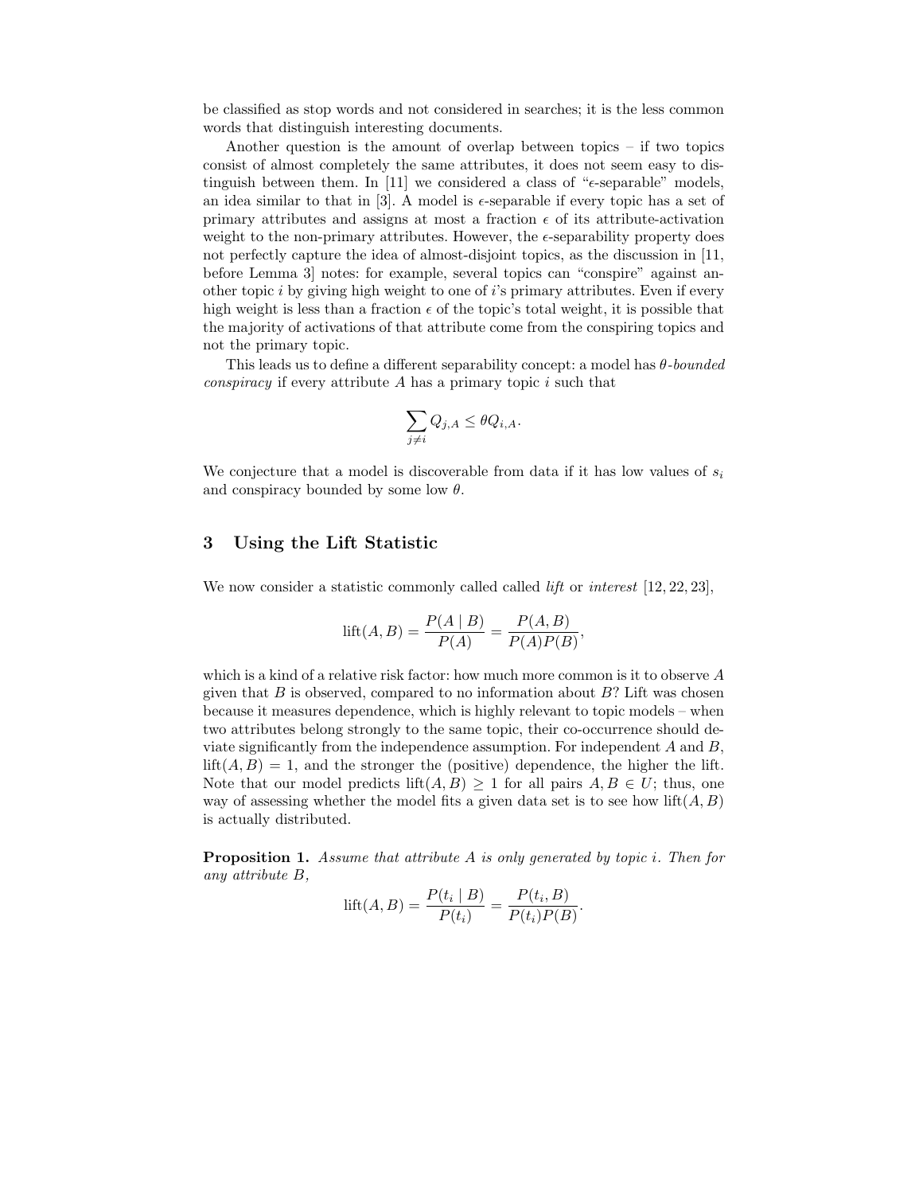be classified as stop words and not considered in searches; it is the less common words that distinguish interesting documents.

Another question is the amount of overlap between topics – if two topics consist of almost completely the same attributes, it does not seem easy to distinguish between them. In [11] we considered a class of "$\epsilon$-separable" models, an idea similar to that in [3]. A model is $\epsilon$-separable if every topic has a set of primary attributes and assigns at most a fraction $\epsilon$ of its attribute-activation weight to the non-primary attributes. However, the $\epsilon$-separability property does not perfectly capture the idea of almost-disjoint topics, as the discussion in [11, before Lemma 3] notes: for example, several topics can "conspire" against another topic $i$ by giving high weight to one of $i$'s primary attributes. Even if every high weight is less than a fraction $\epsilon$ of the topic's total weight, it is possible that the majority of activations of that attribute come from the conspiring topics and not the primary topic.

This leads us to define a different separability concept: a model has *$\theta$-bounded conspiracy* if every attribute $A$ has a primary topic $i$ such that

$$\sum_{j \neq i} Q_{j,A} \leq \theta Q_{i,A}.$$

We conjecture that a model is discoverable from data if it has low values of $s_i$ and conspiracy bounded by some low $\theta$.

## 3 Using the Lift Statistic

We now consider a statistic commonly called called *lift* or *interest* [12, 22, 23],

$$\mathrm{lift}(A, B) = \frac{P(A \mid B)}{P(A)} = \frac{P(A, B)}{P(A)P(B)},$$

which is a kind of a relative risk factor: how much more common is it to observe $A$ given that $B$ is observed, compared to no information about $B$? Lift was chosen because it measures dependence, which is highly relevant to topic models – when two attributes belong strongly to the same topic, their co-occurrence should deviate significantly from the independence assumption. For independent $A$ and $B$, $\mathrm{lift}(A, B) = 1$, and the stronger the (positive) dependence, the higher the lift. Note that our model predicts $\mathrm{lift}(A, B) \geq 1$ for all pairs $A, B \in U$; thus, one way of assessing whether the model fits a given data set is to see how $\mathrm{lift}(A, B)$ is actually distributed.

**Proposition 1.** *Assume that attribute $A$ is only generated by topic $i$. Then for any attribute $B$,*

$$\mathrm{lift}(A, B) = \frac{P(t_i \mid B)}{P(t_i)} = \frac{P(t_i, B)}{P(t_i)P(B)}.$$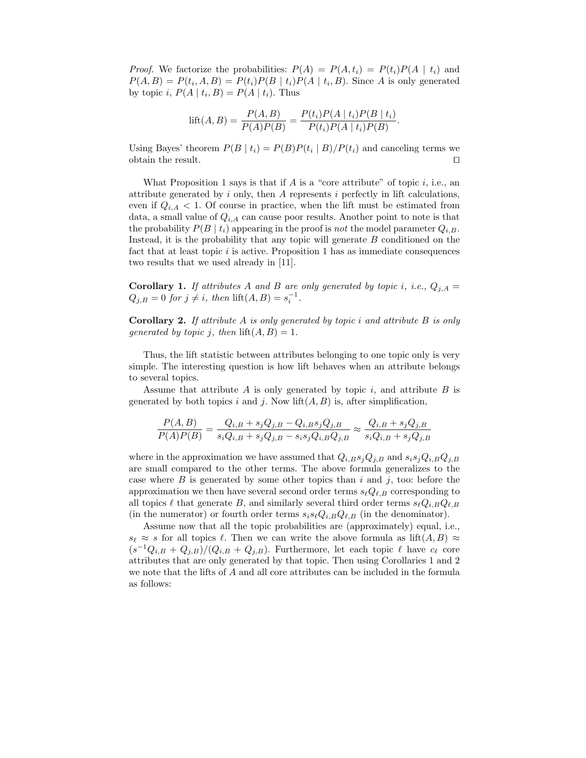*Proof.* We factorize the probabilities: $P(A) = P(A, t_i) = P(t_i)P(A \mid t_i)$ and $P(A, B) = P(t_i, A, B) = P(t_i)P(B \mid t_i)P(A \mid t_i, B)$. Since $A$ is only generated by topic $i$, $P(A \mid t_i, B) = P(A \mid t_i)$. Thus

$$\text{lift}(A, B) = \frac{P(A, B)}{P(A)P(B)} = \frac{P(t_i)P(A \mid t_i)P(B \mid t_i)}{P(t_i)P(A \mid t_i)P(B)}.$$

Using Bayes' theorem $P(B \mid t_i) = P(B)P(t_i \mid B)/P(t_i)$ and canceling terms we obtain the result. ◻

What Proposition 1 says is that if $A$ is a "core attribute" of topic $i$, i.e., an attribute generated by $i$ only, then $A$ represents $i$ perfectly in lift calculations, even if $Q_{i,A} < 1$. Of course in practice, when the lift must be estimated from data, a small value of $Q_{i,A}$ can cause poor results. Another point to note is that the probability $P(B \mid t_i)$ appearing in the proof is *not* the model parameter $Q_{i,B}$. Instead, it is the probability that any topic will generate $B$ conditioned on the fact that at least topic $i$ is active. Proposition 1 has as immediate consequences two results that we used already in [11].

**Corollary 1.** *If attributes $A$ and $B$ are only generated by topic $i$, i.e., $Q_{j,A} = Q_{j,B} = 0$ for $j \neq i$, then $\text{lift}(A, B) = s_i^{-1}$.*

**Corollary 2.** *If attribute $A$ is only generated by topic $i$ and attribute $B$ is only generated by topic $j$, then $\text{lift}(A, B) = 1$.*

Thus, the lift statistic between attributes belonging to one topic only is very simple. The interesting question is how lift behaves when an attribute belongs to several topics.

Assume that attribute $A$ is only generated by topic $i$, and attribute $B$ is generated by both topics $i$ and $j$. Now $\text{lift}(A, B)$ is, after simplification,

$$\frac{P(A, B)}{P(A)P(B)} = \frac{Q_{i,B} + s_j Q_{j,B} - Q_{i,B} s_j Q_{j,B}}{s_i Q_{i,B} + s_j Q_{j,B} - s_i s_j Q_{i,B} Q_{j,B}} \approx \frac{Q_{i,B} + s_j Q_{j,B}}{s_i Q_{i,B} + s_j Q_{j,B}}$$

where in the approximation we have assumed that $Q_{i,B} s_j Q_{j,B}$ and $s_i s_j Q_{i,B} Q_{j,B}$ are small compared to the other terms. The above formula generalizes to the case where $B$ is generated by some other topics than $i$ and $j$, too: before the approximation we then have several second order terms $s_\ell Q_{\ell,B}$ corresponding to all topics $\ell$ that generate $B$, and similarly several third order terms $s_\ell Q_{i,B} Q_{\ell,B}$ (in the numerator) or fourth order terms $s_i s_\ell Q_{i,B} Q_{\ell,B}$ (in the denominator).

Assume now that all the topic probabilities are (approximately) equal, i.e., $s_\ell \approx s$ for all topics $\ell$. Then we can write the above formula as $\text{lift}(A, B) \approx (s^{-1} Q_{i,B} + Q_{j,B})/(Q_{i,B} + Q_{j,B})$. Furthermore, let each topic $\ell$ have $c_\ell$ core attributes that are only generated by that topic. Then using Corollaries 1 and 2 we note that the lifts of $A$ and all core attributes can be included in the formula as follows: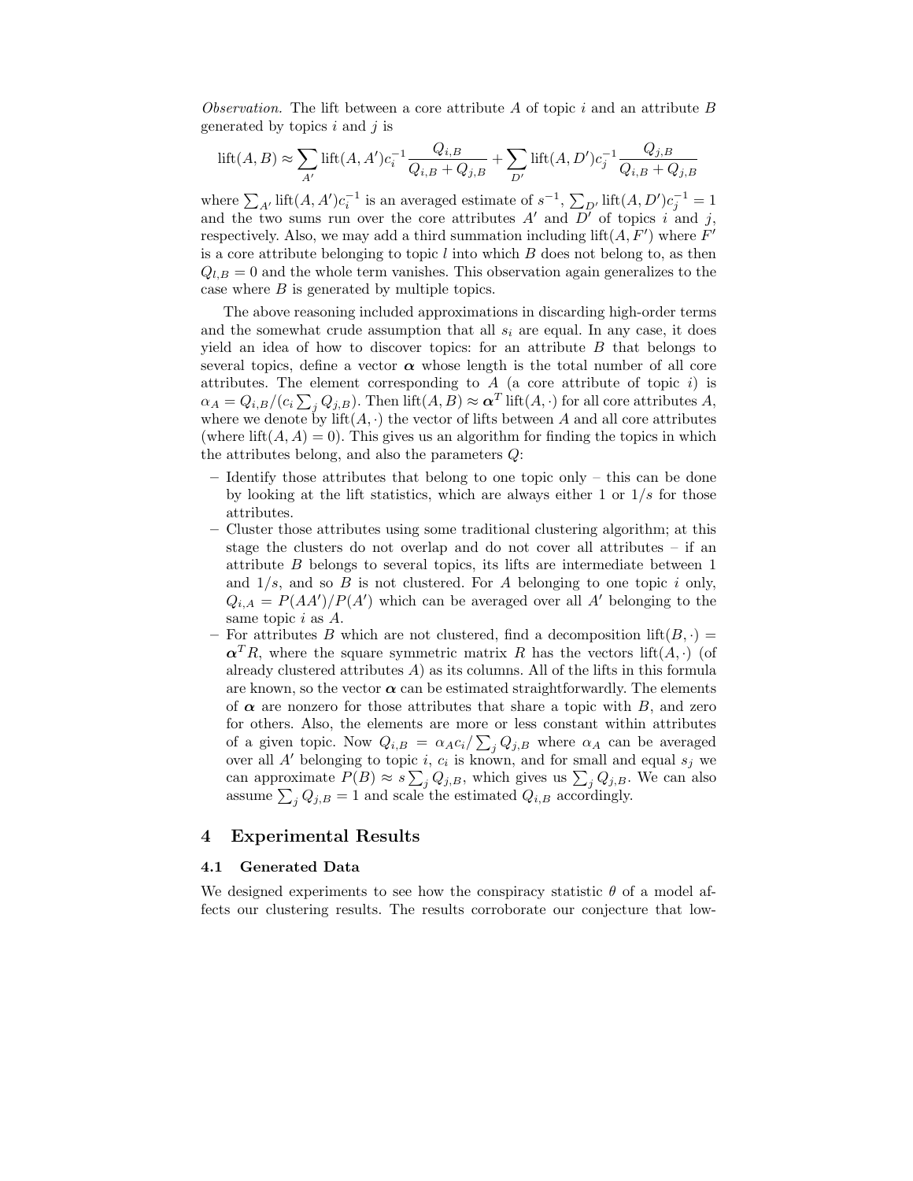*Observation.* The lift between a core attribute $A$ of topic $i$ and an attribute $B$ generated by topics $i$ and $j$ is

$$\text{lift}(A, B) \approx \sum_{A'} \text{lift}(A, A') c_i^{-1} \frac{Q_{i,B}}{Q_{i,B} + Q_{j,B}} + \sum_{D'} \text{lift}(A, D') c_j^{-1} \frac{Q_{j,B}}{Q_{i,B} + Q_{j,B}}$$

where $\sum_{A'} \text{lift}(A, A') c_i^{-1}$ is an averaged estimate of $s^{-1}$, $\sum_{D'} \text{lift}(A, D') c_j^{-1} = 1$ and the two sums run over the core attributes $A'$ and $D'$ of topics $i$ and $j$, respectively. Also, we may add a third summation including $\text{lift}(A, F')$ where $F'$ is a core attribute belonging to topic $l$ into which $B$ does not belong to, as then $Q_{l,B} = 0$ and the whole term vanishes. This observation again generalizes to the case where $B$ is generated by multiple topics.

The above reasoning included approximations in discarding high-order terms and the somewhat crude assumption that all $s_i$ are equal. In any case, it does yield an idea of how to discover topics: for an attribute $B$ that belongs to several topics, define a vector $\boldsymbol{\alpha}$ whose length is the total number of all core attributes. The element corresponding to $A$ (a core attribute of topic $i$) is $\alpha_A = Q_{i,B}/(c_i \sum_j Q_{j,B})$. Then $\text{lift}(A, B) \approx \boldsymbol{\alpha}^T \text{lift}(A, \cdot)$ for all core attributes $A$, where we denote by $\text{lift}(A, \cdot)$ the vector of lifts between $A$ and all core attributes (where $\text{lift}(A, A) = 0$). This gives us an algorithm for finding the topics in which the attributes belong, and also the parameters $Q$:

- Identify those attributes that belong to one topic only – this can be done by looking at the lift statistics, which are always either 1 or $1/s$ for those attributes.
- Cluster those attributes using some traditional clustering algorithm; at this stage the clusters do not overlap and do not cover all attributes – if an attribute $B$ belongs to several topics, its lifts are intermediate between 1 and $1/s$, and so $B$ is not clustered. For $A$ belonging to one topic $i$ only, $Q_{i,A} = P(AA')/P(A')$ which can be averaged over all $A'$ belonging to the same topic $i$ as $A$.
- For attributes $B$ which are not clustered, find a decomposition $\text{lift}(B, \cdot) = \boldsymbol{\alpha}^T R$, where the square symmetric matrix $R$ has the vectors $\text{lift}(A, \cdot)$ (of already clustered attributes $A$) as its columns. All of the lifts in this formula are known, so the vector $\boldsymbol{\alpha}$ can be estimated straightforwardly. The elements of $\boldsymbol{\alpha}$ are nonzero for those attributes that share a topic with $B$, and zero for others. Also, the elements are more or less constant within attributes of a given topic. Now $Q_{i,B} = \alpha_A c_i / \sum_j Q_{j,B}$ where $\alpha_A$ can be averaged over all $A'$ belonging to topic $i$, $c_i$ is known, and for small and equal $s_j$ we can approximate $P(B) \approx s \sum_j Q_{j,B}$, which gives us $\sum_j Q_{j,B}$. We can also assume $\sum_j Q_{j,B} = 1$ and scale the estimated $Q_{i,B}$ accordingly.

## 4 Experimental Results

### 4.1 Generated Data

We designed experiments to see how the conspiracy statistic $\theta$ of a model affects our clustering results. The results corroborate our conjecture that low-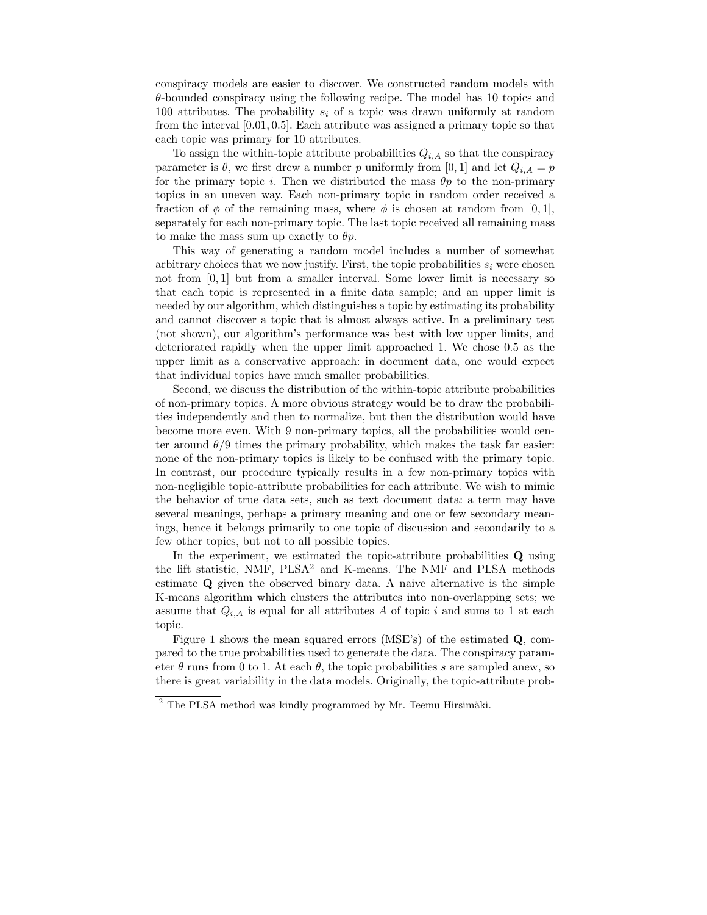conspiracy models are easier to discover. We constructed random models with $\theta$-bounded conspiracy using the following recipe. The model has 10 topics and 100 attributes. The probability $s_i$ of a topic was drawn uniformly at random from the interval $[0.01, 0.5]$. Each attribute was assigned a primary topic so that each topic was primary for 10 attributes.

To assign the within-topic attribute probabilities $Q_{i,A}$ so that the conspiracy parameter is $\theta$, we first drew a number $p$ uniformly from $[0, 1]$ and let $Q_{i,A} = p$ for the primary topic $i$. Then we distributed the mass $\theta p$ to the non-primary topics in an uneven way. Each non-primary topic in random order received a fraction of $\phi$ of the remaining mass, where $\phi$ is chosen at random from $[0, 1]$, separately for each non-primary topic. The last topic received all remaining mass to make the mass sum up exactly to $\theta p$.

This way of generating a random model includes a number of somewhat arbitrary choices that we now justify. First, the topic probabilities $s_i$ were chosen not from $[0, 1]$ but from a smaller interval. Some lower limit is necessary so that each topic is represented in a finite data sample; and an upper limit is needed by our algorithm, which distinguishes a topic by estimating its probability and cannot discover a topic that is almost always active. In a preliminary test (not shown), our algorithm's performance was best with low upper limits, and deteriorated rapidly when the upper limit approached 1. We chose 0.5 as the upper limit as a conservative approach: in document data, one would expect that individual topics have much smaller probabilities.

Second, we discuss the distribution of the within-topic attribute probabilities of non-primary topics. A more obvious strategy would be to draw the probabilities independently and then to normalize, but then the distribution would have become more even. With 9 non-primary topics, all the probabilities would center around $\theta/9$ times the primary probability, which makes the task far easier: none of the non-primary topics is likely to be confused with the primary topic. In contrast, our procedure typically results in a few non-primary topics with non-negligible topic-attribute probabilities for each attribute. We wish to mimic the behavior of true data sets, such as text document data: a term may have several meanings, perhaps a primary meaning and one or few secondary meanings, hence it belongs primarily to one topic of discussion and secondarily to a few other topics, but not to all possible topics.

In the experiment, we estimated the topic-attribute probabilities $\mathbf{Q}$ using the lift statistic, NMF, PLSA[2] and K-means. The NMF and PLSA methods estimate $\mathbf{Q}$ given the observed binary data. A naive alternative is the simple K-means algorithm which clusters the attributes into non-overlapping sets; we assume that $Q_{i,A}$ is equal for all attributes $A$ of topic $i$ and sums to 1 at each topic.

Figure 1 shows the mean squared errors (MSE's) of the estimated $\mathbf{Q}$, compared to the true probabilities used to generate the data. The conspiracy parameter $\theta$ runs from 0 to 1. At each $\theta$, the topic probabilities $s$ are sampled anew, so there is great variability in the data models. Originally, the topic-attribute prob-

[2] The PLSA method was kindly programmed by Mr. Teemu Hirsimäki.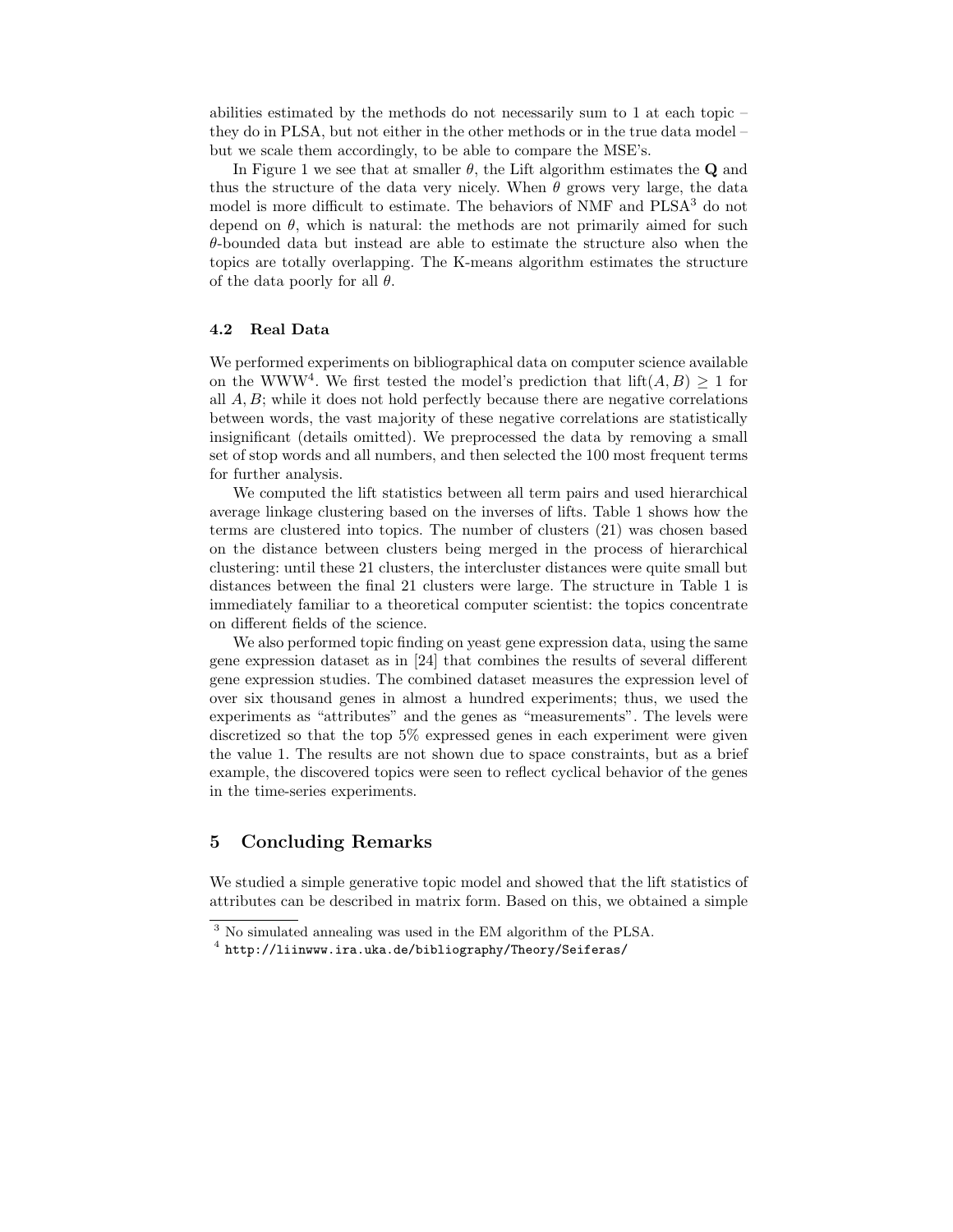abilities estimated by the methods do not necessarily sum to 1 at each topic – they do in PLSA, but not either in the other methods or in the true data model – but we scale them accordingly, to be able to compare the MSE's.

In Figure 1 we see that at smaller $\theta$, the Lift algorithm estimates the $\mathbf{Q}$ and thus the structure of the data very nicely. When $\theta$ grows very large, the data model is more difficult to estimate. The behaviors of NMF and PLSA[3] do not depend on $\theta$, which is natural: the methods are not primarily aimed for such $\theta$-bounded data but instead are able to estimate the structure also when the topics are totally overlapping. The K-means algorithm estimates the structure of the data poorly for all $\theta$.

### 4.2 Real Data

We performed experiments on bibliographical data on computer science available on the WWW[4]. We first tested the model's prediction that $\text{lift}(A, B) \geq 1$ for all $A, B$; while it does not hold perfectly because there are negative correlations between words, the vast majority of these negative correlations are statistically insignificant (details omitted). We preprocessed the data by removing a small set of stop words and all numbers, and then selected the 100 most frequent terms for further analysis.

We computed the lift statistics between all term pairs and used hierarchical average linkage clustering based on the inverses of lifts. Table 1 shows how the terms are clustered into topics. The number of clusters (21) was chosen based on the distance between clusters being merged in the process of hierarchical clustering: until these 21 clusters, the intercluster distances were quite small but distances between the final 21 clusters were large. The structure in Table 1 is immediately familiar to a theoretical computer scientist: the topics concentrate on different fields of the science.

We also performed topic finding on yeast gene expression data, using the same gene expression dataset as in [24] that combines the results of several different gene expression studies. The combined dataset measures the expression level of over six thousand genes in almost a hundred experiments; thus, we used the experiments as "attributes" and the genes as "measurements". The levels were discretized so that the top 5% expressed genes in each experiment were given the value 1. The results are not shown due to space constraints, but as a brief example, the discovered topics were seen to reflect cyclical behavior of the genes in the time-series experiments.

## 5 Concluding Remarks

We studied a simple generative topic model and showed that the lift statistics of attributes can be described in matrix form. Based on this, we obtained a simple

[3] No simulated annealing was used in the EM algorithm of the PLSA.

[4] `http://liinwww.ira.uka.de/bibliography/Theory/Seiferas/`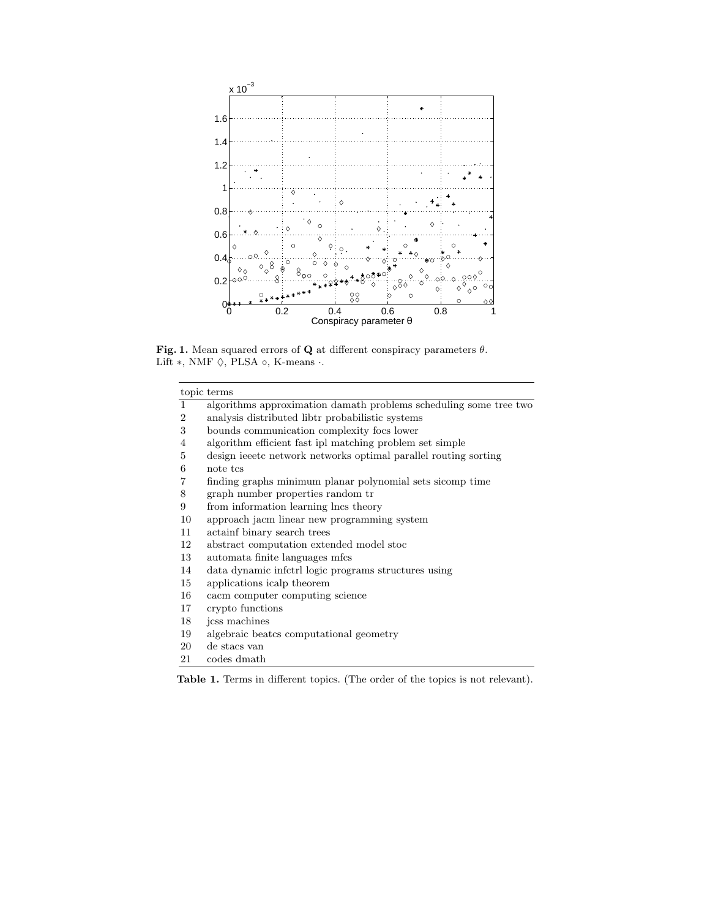x 10^{-3}

1.6
1.4
1.2
1
0.8
0.6
0.4
0.2
0

0
0.2
0.4
0.6
0.8
1

Conspiracy parameter θ

**Fig. 1.** Mean squared errors of $\mathbf{Q}$ at different conspiracy parameters $\theta$. Lift $*$, NMF $\diamond$, PLSA $\circ$, K-means $\cdot$.

| topic | terms |
| --- | --- |
| 1 | algorithms approximation damath problems scheduling some tree two |
| 2 | analysis distributed libtr probabilistic systems |
| 3 | bounds communication complexity focs lower |
| 4 | algorithm efficient fast ipl matching problem set simple |
| 5 | design ieeetc network networks optimal parallel routing sorting |
| 6 | note tcs |
| 7 | finding graphs minimum planar polynomial sets sicomp time |
| 8 | graph number properties random tr |
| 9 | from information learning lncs theory |
| 10 | approach jacm linear new programming system |
| 11 | actainf binary search trees |
| 12 | abstract computation extended model stoc |
| 13 | automata finite languages mfcs |
| 14 | data dynamic infctrl logic programs structures using |
| 15 | applications icalp theorem |
| 16 | cacm computer computing science |
| 17 | crypto functions |
| 18 | jcss machines |
| 19 | algebraic beatcs computational geometry |
| 20 | de stacs van |
| 21 | codes dmath |

**Table 1.** Terms in different topics. (The order of the topics is not relevant).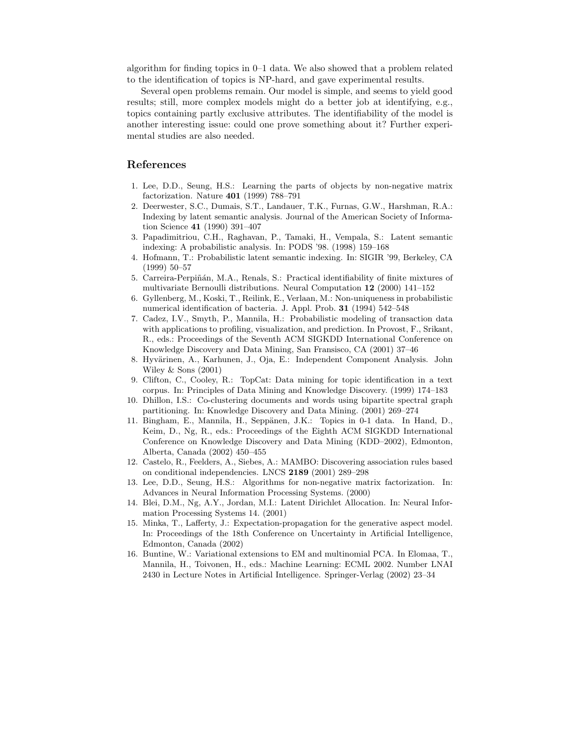algorithm for finding topics in 0–1 data. We also showed that a problem related to the identification of topics is NP-hard, and gave experimental results.

Several open problems remain. Our model is simple, and seems to yield good results; still, more complex models might do a better job at identifying, e.g., topics containing partly exclusive attributes. The identifiability of the model is another interesting issue: could one prove something about it? Further experimental studies are also needed.

## References

1. Lee, D.D., Seung, H.S.: Learning the parts of objects by non-negative matrix factorization. Nature **401** (1999) 788–791
2. Deerwester, S.C., Dumais, S.T., Landauer, T.K., Furnas, G.W., Harshman, R.A.: Indexing by latent semantic analysis. Journal of the American Society of Information Science **41** (1990) 391–407
3. Papadimitriou, C.H., Raghavan, P., Tamaki, H., Vempala, S.: Latent semantic indexing: A probabilistic analysis. In: PODS '98. (1998) 159–168
4. Hofmann, T.: Probabilistic latent semantic indexing. In: SIGIR '99, Berkeley, CA (1999) 50–57
5. Carreira-Perpiñán, M.A., Renals, S.: Practical identifiability of finite mixtures of multivariate Bernoulli distributions. Neural Computation **12** (2000) 141–152
6. Gyllenberg, M., Koski, T., Reilink, E., Verlaan, M.: Non-uniqueness in probabilistic numerical identification of bacteria. J. Appl. Prob. **31** (1994) 542–548
7. Cadez, I.V., Smyth, P., Mannila, H.: Probabilistic modeling of transaction data with applications to profiling, visualization, and prediction. In Provost, F., Srikant, R., eds.: Proceedings of the Seventh ACM SIGKDD International Conference on Knowledge Discovery and Data Mining, San Fransisco, CA (2001) 37–46
8. Hyvärinen, A., Karhunen, J., Oja, E.: Independent Component Analysis. John Wiley & Sons (2001)
9. Clifton, C., Cooley, R.: TopCat: Data mining for topic identification in a text corpus. In: Principles of Data Mining and Knowledge Discovery. (1999) 174–183
10. Dhillon, I.S.: Co-clustering documents and words using bipartite spectral graph partitioning. In: Knowledge Discovery and Data Mining. (2001) 269–274
11. Bingham, E., Mannila, H., Seppänen, J.K.: Topics in 0-1 data. In Hand, D., Keim, D., Ng, R., eds.: Proceedings of the Eighth ACM SIGKDD International Conference on Knowledge Discovery and Data Mining (KDD–2002), Edmonton, Alberta, Canada (2002) 450–455
12. Castelo, R., Feelders, A., Siebes, A.: MAMBO: Discovering association rules based on conditional independencies. LNCS **2189** (2001) 289–298
13. Lee, D.D., Seung, H.S.: Algorithms for non-negative matrix factorization. In: Advances in Neural Information Processing Systems. (2000)
14. Blei, D.M., Ng, A.Y., Jordan, M.I.: Latent Dirichlet Allocation. In: Neural Information Processing Systems 14. (2001)
15. Minka, T., Lafferty, J.: Expectation-propagation for the generative aspect model. In: Proceedings of the 18th Conference on Uncertainty in Artificial Intelligence, Edmonton, Canada (2002)
16. Buntine, W.: Variational extensions to EM and multinomial PCA. In Elomaa, T., Mannila, H., Toivonen, H., eds.: Machine Learning: ECML 2002. Number LNAI 2430 in Lecture Notes in Artificial Intelligence. Springer-Verlag (2002) 23–34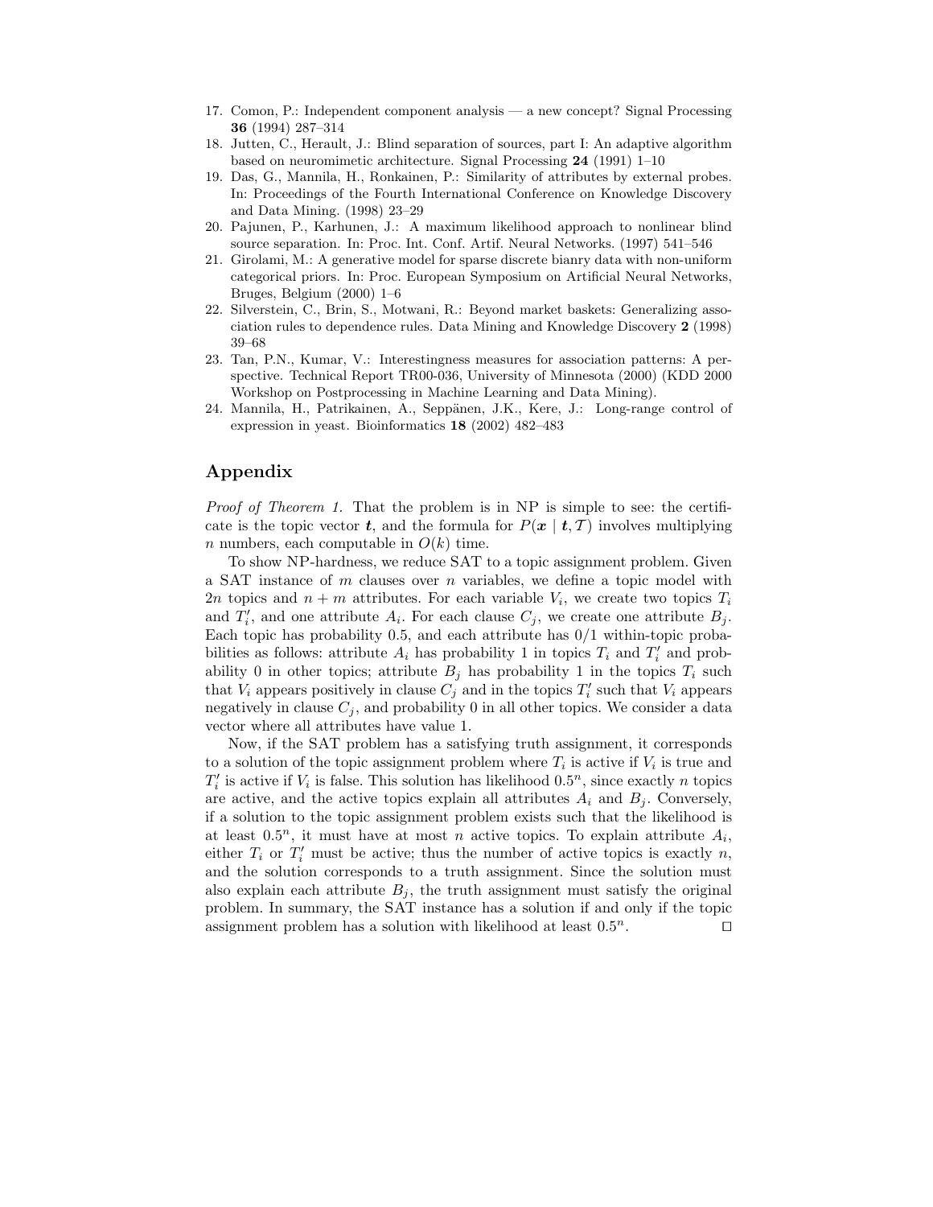17. Comon, P.: Independent component analysis — a new concept? Signal Processing **36** (1994) 287–314
18. Jutten, C., Herault, J.: Blind separation of sources, part I: An adaptive algorithm based on neuromimetic architecture. Signal Processing **24** (1991) 1–10
19. Das, G., Mannila, H., Ronkainen, P.: Similarity of attributes by external probes. In: Proceedings of the Fourth International Conference on Knowledge Discovery and Data Mining. (1998) 23–29
20. Pajunen, P., Karhunen, J.: A maximum likelihood approach to nonlinear blind source separation. In: Proc. Int. Conf. Artif. Neural Networks. (1997) 541–546
21. Girolami, M.: A generative model for sparse discrete bianry data with non-uniform categorical priors. In: Proc. European Symposium on Artificial Neural Networks, Bruges, Belgium (2000) 1–6
22. Silverstein, C., Brin, S., Motwani, R.: Beyond market baskets: Generalizing association rules to dependence rules. Data Mining and Knowledge Discovery **2** (1998) 39–68
23. Tan, P.N., Kumar, V.: Interestingness measures for association patterns: A perspective. Technical Report TR00-036, University of Minnesota (2000) (KDD 2000 Workshop on Postprocessing in Machine Learning and Data Mining).
24. Mannila, H., Patrikainen, A., Seppänen, J.K., Kere, J.: Long-range control of expression in yeast. Bioinformatics **18** (2002) 482–483

## Appendix

*Proof of Theorem 1.* That the problem is in NP is simple to see: the certificate is the topic vector $\boldsymbol{t}$, and the formula for $P(\boldsymbol{x} \mid \boldsymbol{t}, \mathcal{T})$ involves multiplying $n$ numbers, each computable in $O(k)$ time.

To show NP-hardness, we reduce SAT to a topic assignment problem. Given a SAT instance of $m$ clauses over $n$ variables, we define a topic model with $2n$ topics and $n+m$ attributes. For each variable $V_i$, we create two topics $T_i$ and $T_i'$, and one attribute $A_i$. For each clause $C_j$, we create one attribute $B_j$. Each topic has probability 0.5, and each attribute has 0/1 within-topic probabilities as follows: attribute $A_i$ has probability 1 in topics $T_i$ and $T_i'$ and probability 0 in other topics; attribute $B_j$ has probability 1 in the topics $T_i$ such that $V_i$ appears positively in clause $C_j$ and in the topics $T_i'$ such that $V_i$ appears negatively in clause $C_j$, and probability 0 in all other topics. We consider a data vector where all attributes have value 1.

Now, if the SAT problem has a satisfying truth assignment, it corresponds to a solution of the topic assignment problem where $T_i$ is active if $V_i$ is true and $T_i'$ is active if $V_i$ is false. This solution has likelihood $0.5^n$, since exactly $n$ topics are active, and the active topics explain all attributes $A_i$ and $B_j$. Conversely, if a solution to the topic assignment problem exists such that the likelihood is at least $0.5^n$, it must have at most $n$ active topics. To explain attribute $A_i$, either $T_i$ or $T_i'$ must be active; thus the number of active topics is exactly $n$, and the solution corresponds to a truth assignment. Since the solution must also explain each attribute $B_j$, the truth assignment must satisfy the original problem. In summary, the SAT instance has a solution if and only if the topic assignment problem has a solution with likelihood at least $0.5^n$. $\square$